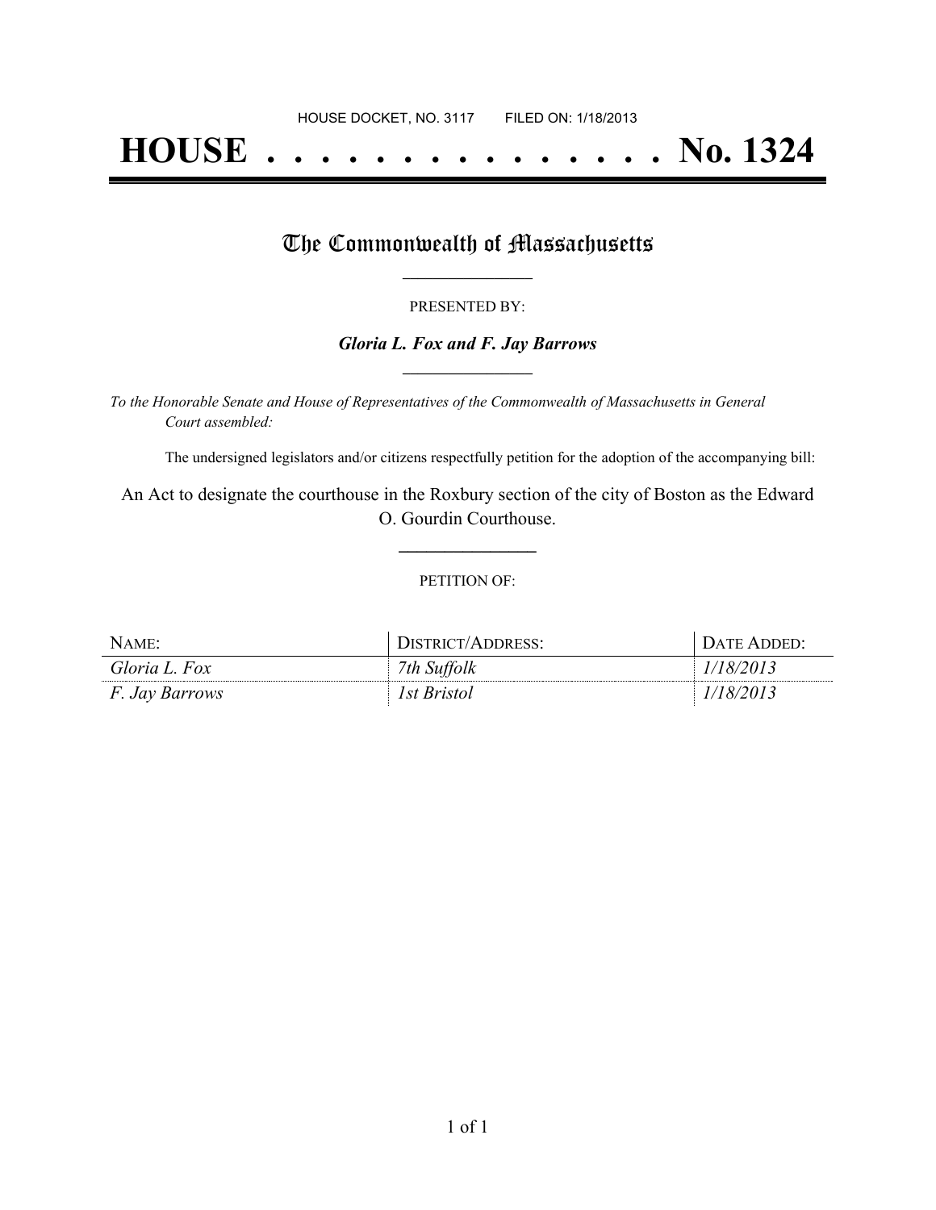HOUSE DOCKET, NO. 3117 FILED ON: 1/18/2013

# HOUSE . . . . . . . . . . . . . . . No. 1324

## The Commonwealth of Massachusetts

PRESENTED BY:

***Gloria L. Fox and F. Jay Barrows***

*To the Honorable Senate and House of Representatives of the Commonwealth of Massachusetts in General Court assembled:*

The undersigned legislators and/or citizens respectfully petition for the adoption of the accompanying bill:

An Act to designate the courthouse in the Roxbury section of the city of Boston as the Edward O. Gourdin Courthouse.

PETITION OF:

| NAME: | DISTRICT/ADDRESS: | DATE ADDED: |
| --- | --- | --- |
| *Gloria L. Fox* | *7th Suffolk* | *1/18/2013* |
| *F. Jay Barrows* | *1st Bristol* | *1/18/2013* |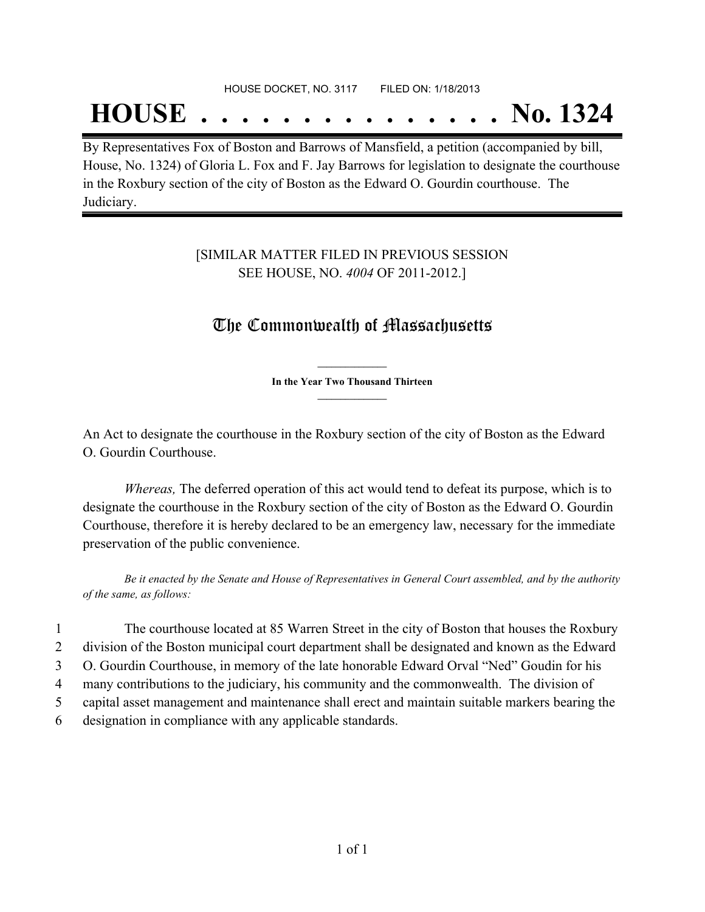HOUSE DOCKET, NO. 3117 FILED ON: 1/18/2013

# HOUSE . . . . . . . . . . . . . . . No. 1324

By Representatives Fox of Boston and Barrows of Mansfield, a petition (accompanied by bill, House, No. 1324) of Gloria L. Fox and F. Jay Barrows for legislation to designate the courthouse in the Roxbury section of the city of Boston as the Edward O. Gourdin courthouse. The Judiciary.

[SIMILAR MATTER FILED IN PREVIOUS SESSION SEE HOUSE, NO. *4004* OF 2011-2012.]

## The Commonwealth of Massachusetts

**In the Year Two Thousand Thirteen**

An Act to designate the courthouse in the Roxbury section of the city of Boston as the Edward O. Gourdin Courthouse.

*Whereas,* The deferred operation of this act would tend to defeat its purpose, which is to designate the courthouse in the Roxbury section of the city of Boston as the Edward O. Gourdin Courthouse, therefore it is hereby declared to be an emergency law, necessary for the immediate preservation of the public convenience.

*Be it enacted by the Senate and House of Representatives in General Court assembled, and by the authority of the same, as follows:*

1 The courthouse located at 85 Warren Street in the city of Boston that houses the Roxbury
2 division of the Boston municipal court department shall be designated and known as the Edward
3 O. Gourdin Courthouse, in memory of the late honorable Edward Orval "Ned" Goudin for his
4 many contributions to the judiciary, his community and the commonwealth. The division of
5 capital asset management and maintenance shall erect and maintain suitable markers bearing the
6 designation in compliance with any applicable standards.